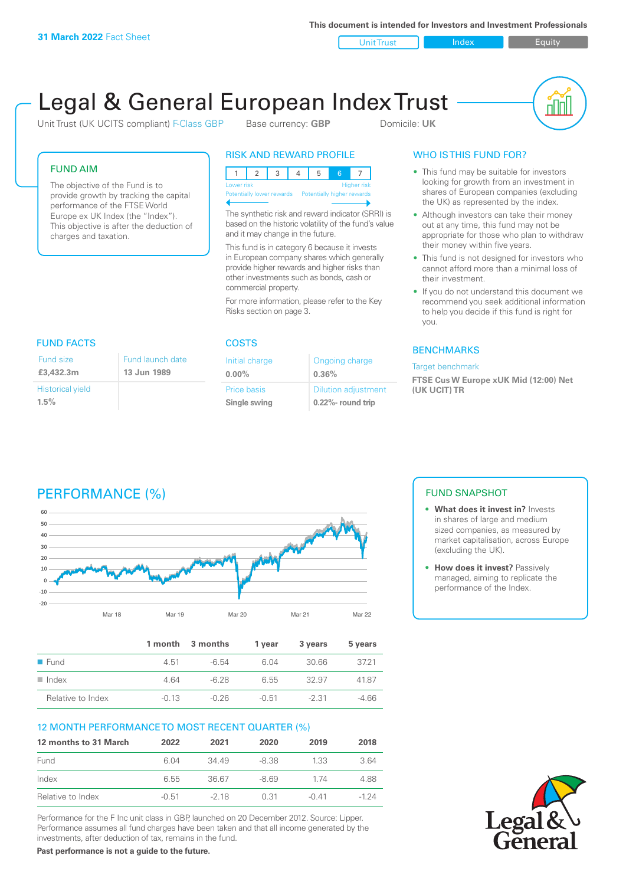**31 March 2022** Fact Sheet

This document is intended for Investors and Investment Professionals

Unit Trust | Index | Equity

# Legal & General European Index Trust

Unit Trust (UK UCITS compliant) F-Class GBP    Base currency: **GBP**    Domicile: **UK**

## FUND AIM

The objective of the Fund is to provide growth by tracking the capital performance of the FTSE World Europe ex UK Index (the "Index"). This objective is after the deduction of charges and taxation.

## RISK AND REWARD PROFILE

| 1 | 2 | 3 | 4 | 5 | 6 | 7 |
|---|---|---|---|---|---|---|

Lower risk — Higher risk

Potentially lower rewards — Potentially higher rewards

The synthetic risk and reward indicator (SRRI) is based on the historic volatility of the fund's value and it may change in the future.

This fund is in category 6 because it invests in European company shares which generally provide higher rewards and higher risks than other investments such as bonds, cash or commercial property.

For more information, please refer to the Key Risks section on page 3.

## WHO IS THIS FUND FOR?

- This fund may be suitable for investors looking for growth from an investment in shares of European companies (excluding the UK) as represented by the index.
- Although investors can take their money out at any time, this fund may not be appropriate for those who plan to withdraw their money within five years.
- This fund is not designed for investors who cannot afford more than a minimal loss of their investment.
- If you do not understand this document we recommend you seek additional information to help you decide if this fund is right for you.

## FUND FACTS

| Fund size | Fund launch date |
|---|---|
| **£3,432.3m** | **13 Jun 1989** |
| Historical yield | |
| **1.5%** | |

## COSTS

| Initial charge | Ongoing charge |
|---|---|
| **0.00%** | **0.36%** |
| Price basis | Dilution adjustment |
| **Single swing** | **0.22%- round trip** |

## BENCHMARKS

Target benchmark

**FTSE Cus W Europe xUK Mid (12:00) Net (UK UCIT) TR**

## PERFORMANCE (%)

## FUND SNAPSHOT

- **What does it invest in?** Invests in shares of large and medium sized companies, as measured by market capitalisation, across Europe (excluding the UK).
- **How does it invest?** Passively managed, aiming to replicate the performance of the Index.

| | 1 month | 3 months | 1 year | 3 years | 5 years |
|---|---|---|---|---|---|
| Fund | 4.51 | -6.54 | 6.04 | 30.66 | 37.21 |
| Index | 4.64 | -6.28 | 6.55 | 32.97 | 41.87 |
| Relative to Index | -0.13 | -0.26 | -0.51 | -2.31 | -4.66 |

## 12 MONTH PERFORMANCE TO MOST RECENT QUARTER (%)

| 12 months to 31 March | 2022 | 2021 | 2020 | 2019 | 2018 |
|---|---|---|---|---|---|
| Fund | 6.04 | 34.49 | -8.38 | 1.33 | 3.64 |
| Index | 6.55 | 36.67 | -8.69 | 1.74 | 4.88 |
| Relative to Index | -0.51 | -2.18 | 0.31 | -0.41 | -1.24 |

Performance for the F Inc unit class in GBP, launched on 20 December 2012. Source: Lipper. Performance assumes all fund charges have been taken and that all income generated by the investments, after deduction of tax, remains in the fund.

**Past performance is not a guide to the future.**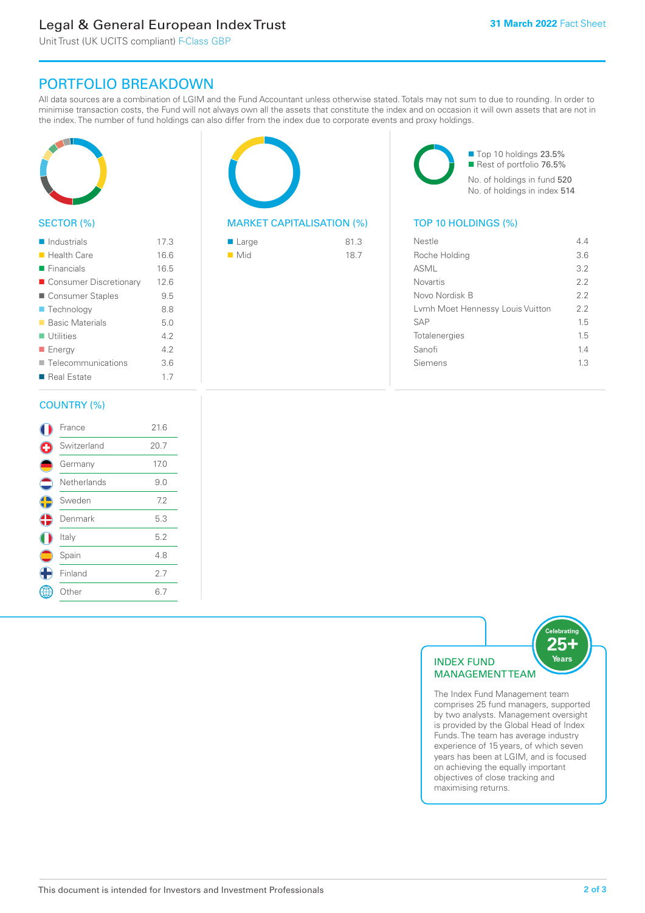# Legal & General European Index Trust

Unit Trust (UK UCITS compliant) F-Class GBP

**31 March 2022** Fact Sheet

## PORTFOLIO BREAKDOWN

All data sources are a combination of LGIM and the Fund Accountant unless otherwise stated. Totals may not sum to due to rounding. In order to minimise transaction costs, the Fund will not always own all the assets that constitute the index and on occasion it will own assets that are not in the index. The number of fund holdings can also differ from the index due to corporate events and proxy holdings.

### SECTOR (%)

| Sector | % |
|---|---|
| Industrials | 17.3 |
| Health Care | 16.6 |
| Financials | 16.5 |
| Consumer Discretionary | 12.6 |
| Consumer Staples | 9.5 |
| Technology | 8.8 |
| Basic Materials | 5.0 |
| Utilities | 4.2 |
| Energy | 4.2 |
| Telecommunications | 3.6 |
| Real Estate | 1.7 |

### MARKET CAPITALISATION (%)

| Market Cap | % |
|---|---|
| Large | 81.3 |
| Mid | 18.7 |

- Top 10 holdings 23.5%
- Rest of portfolio 76.5%

No. of holdings in fund 520

No. of holdings in index 514

### TOP 10 HOLDINGS (%)

| Holding | % |
|---|---|
| Nestle | 4.4 |
| Roche Holding | 3.6 |
| ASML | 3.2 |
| Novartis | 2.2 |
| Novo Nordisk B | 2.2 |
| Lvmh Moet Hennessy Louis Vuitton | 2.2 |
| SAP | 1.5 |
| Totalenergies | 1.5 |
| Sanofi | 1.4 |
| Siemens | 1.3 |

### COUNTRY (%)

| Country | % |
|---|---|
| France | 21.6 |
| Switzerland | 20.7 |
| Germany | 17.0 |
| Netherlands | 9.0 |
| Sweden | 7.2 |
| Denmark | 5.3 |
| Italy | 5.2 |
| Spain | 4.8 |
| Finland | 2.7 |
| Other | 6.7 |

### INDEX FUND MANAGEMENT TEAM

Celebrating 25+ Years

The Index Fund Management team comprises 25 fund managers, supported by two analysts. Management oversight is provided by the Global Head of Index Funds. The team has average industry experience of 15 years, of which seven years has been at LGIM, and is focused on achieving the equally important objectives of close tracking and maximising returns.

This document is intended for Investors and Investment Professionals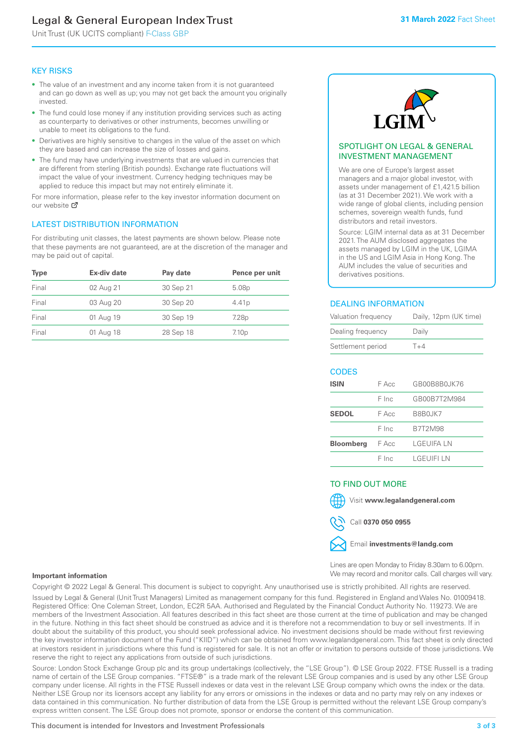# Legal & General European Index Trust

Unit Trust (UK UCITS compliant) F-Class GBP

**31 March 2022** Fact Sheet

## KEY RISKS

- The value of an investment and any income taken from it is not guaranteed and can go down as well as up; you may not get back the amount you originally invested.
- The fund could lose money if any institution providing services such as acting as counterparty to derivatives or other instruments, becomes unwilling or unable to meet its obligations to the fund.
- Derivatives are highly sensitive to changes in the value of the asset on which they are based and can increase the size of losses and gains.
- The fund may have underlying investments that are valued in currencies that are different from sterling (British pounds). Exchange rate fluctuations will impact the value of your investment. Currency hedging techniques may be applied to reduce this impact but may not entirely eliminate it.

For more information, please refer to the key investor information document on our website

## LATEST DISTRIBUTION INFORMATION

For distributing unit classes, the latest payments are shown below. Please note that these payments are not guaranteed, are at the discretion of the manager and may be paid out of capital.

| Type | Ex-div date | Pay date | Pence per unit |
|---|---|---|---|
| Final | 02 Aug 21 | 30 Sep 21 | 5.08p |
| Final | 03 Aug 20 | 30 Sep 20 | 4.41p |
| Final | 01 Aug 19 | 30 Sep 19 | 7.28p |
| Final | 01 Aug 18 | 28 Sep 18 | 7.10p |

LGIM

## SPOTLIGHT ON LEGAL & GENERAL INVESTMENT MANAGEMENT

We are one of Europe's largest asset managers and a major global investor, with assets under management of £1,421.5 billion (as at 31 December 2021). We work with a wide range of global clients, including pension schemes, sovereign wealth funds, fund distributors and retail investors.

Source: LGIM internal data as at 31 December 2021. The AUM disclosed aggregates the assets managed by LGIM in the UK, LGIMA in the US and LGIM Asia in Hong Kong. The AUM includes the value of securities and derivatives positions.

## DEALING INFORMATION

| | |
|---|---|
| Valuation frequency | Daily, 12pm (UK time) |
| Dealing frequency | Daily |
| Settlement period | T+4 |

## CODES

| | | |
|---|---|---|
| **ISIN** | F Acc | GB00B8B0JK76 |
| | F Inc | GB00B7T2M984 |
| **SEDOL** | F Acc | B8B0JK7 |
| | F Inc | B7T2M98 |
| **Bloomberg** | F Acc | LGEUIFA LN |
| | F Inc | LGEUIFI LN |

## TO FIND OUT MORE

Visit **www.legalandgeneral.com**

Call **0370 050 0955**

Email **investments@landg.com**

Lines are open Monday to Friday 8.30am to 6.00pm. We may record and monitor calls. Call charges will vary.

**Important information**

Copyright © 2022 Legal & General. This document is subject to copyright. Any unauthorised use is strictly prohibited. All rights are reserved.

Issued by Legal & General (Unit Trust Managers) Limited as management company for this fund. Registered in England and Wales No. 01009418. Registered Office: One Coleman Street, London, EC2R 5AA. Authorised and Regulated by the Financial Conduct Authority No. 119273. We are members of the Investment Association. All features described in this fact sheet are those current at the time of publication and may be changed in the future. Nothing in this fact sheet should be construed as advice and it is therefore not a recommendation to buy or sell investments. If in doubt about the suitability of this product, you should seek professional advice. No investment decisions should be made without first reviewing the key investor information document of the Fund ("KIID") which can be obtained from www.legalandgeneral.com. This fact sheet is only directed at investors resident in jurisdictions where this fund is registered for sale. It is not an offer or invitation to persons outside of those jurisdictions. We reserve the right to reject any applications from outside of such jurisdictions.

Source: London Stock Exchange Group plc and its group undertakings (collectively, the "LSE Group"). © LSE Group 2022. FTSE Russell is a trading name of certain of the LSE Group companies. "FTSE®" is a trade mark of the relevant LSE Group companies and is used by any other LSE Group company under license. All rights in the FTSE Russell indexes or data vest in the relevant LSE Group company which owns the index or the data. Neither LSE Group nor its licensors accept any liability for any errors or omissions in the indexes or data and no party may rely on any indexes or data contained in this communication. No further distribution of data from the LSE Group is permitted without the relevant LSE Group company's express written consent. The LSE Group does not promote, sponsor or endorse the content of this communication.

This document is intended for Investors and Investment Professionals